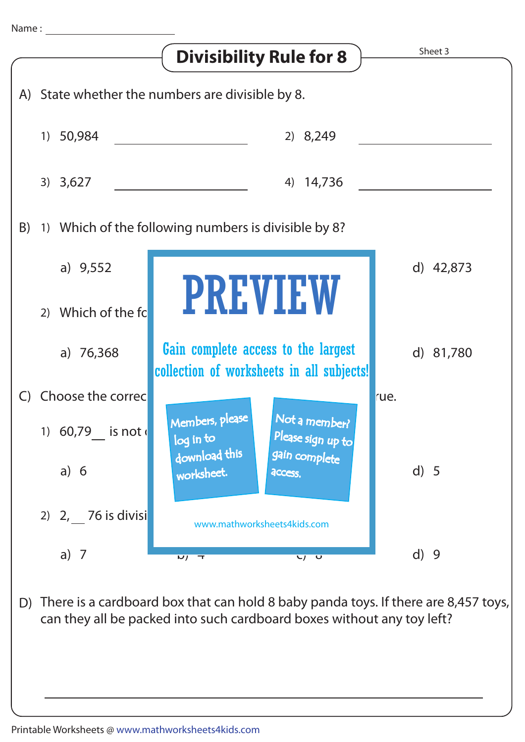Name : ____________________

# Divisibility Rule for 8

Sheet 3

A) State whether the numbers are divisible by 8.

1) 50,984 ____________________

2) 8,249 ____________________

3) 3,627 ____________________

4) 14,736 ____________________

B) 1) Which of the following numbers is divisible by 8?

a) 9,552

d) 42,873

2) Which of the fo

a) 76,368

d) 81,780

PREVIEW

Gain complete access to the largest collection of worksheets in all subjects!

Members, please log in to download this worksheet.

Not a member? Please sign up to gain complete access.

www.mathworksheets4kids.com

C) Choose the correc

rue.

1) 60,79__ is not

a) 6

d) 5

2) 2,__76 is divisi

a) 7

d) 9

D) There is a cardboard box that can hold 8 baby panda toys. If there are 8,457 toys, can they all be packed into such cardboard boxes without any toy left?

____________________________________________________________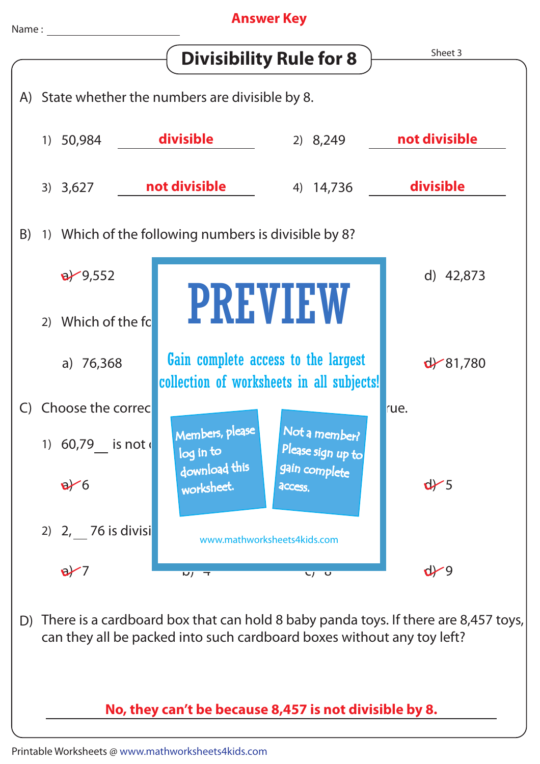**Answer Key**

Name : ____________________

# Divisibility Rule for 8

Sheet 3

A) State whether the numbers are divisible by 8.

1) 50,984 **divisible**

2) 8,249 **not divisible**

3) 3,627 **not divisible**

4) 14,736 **divisible**

B) 1) Which of the following numbers is divisible by 8?

a) 9,552 (✓)

d) 42,873

2) Which of the fo

a) 76,368

d) 81,780 (✓)

C) Choose the correc ... rue.

1) 60,79__ is not

a) 6 (✓)

d) 5 (✓)

2) 2,__76 is divisi

a) 7 (✓)

b) 4

c) 8

d) 9 (✓)

PREVIEW

Gain complete access to the largest collection of worksheets in all subjects!

Members, please log in to download this worksheet.

Not a member? Please sign up to gain complete access.

www.mathworksheets4kids.com

D) There is a cardboard box that can hold 8 baby panda toys. If there are 8,457 toys, can they all be packed into such cardboard boxes without any toy left?

**No, they can't be because 8,457 is not divisible by 8.**